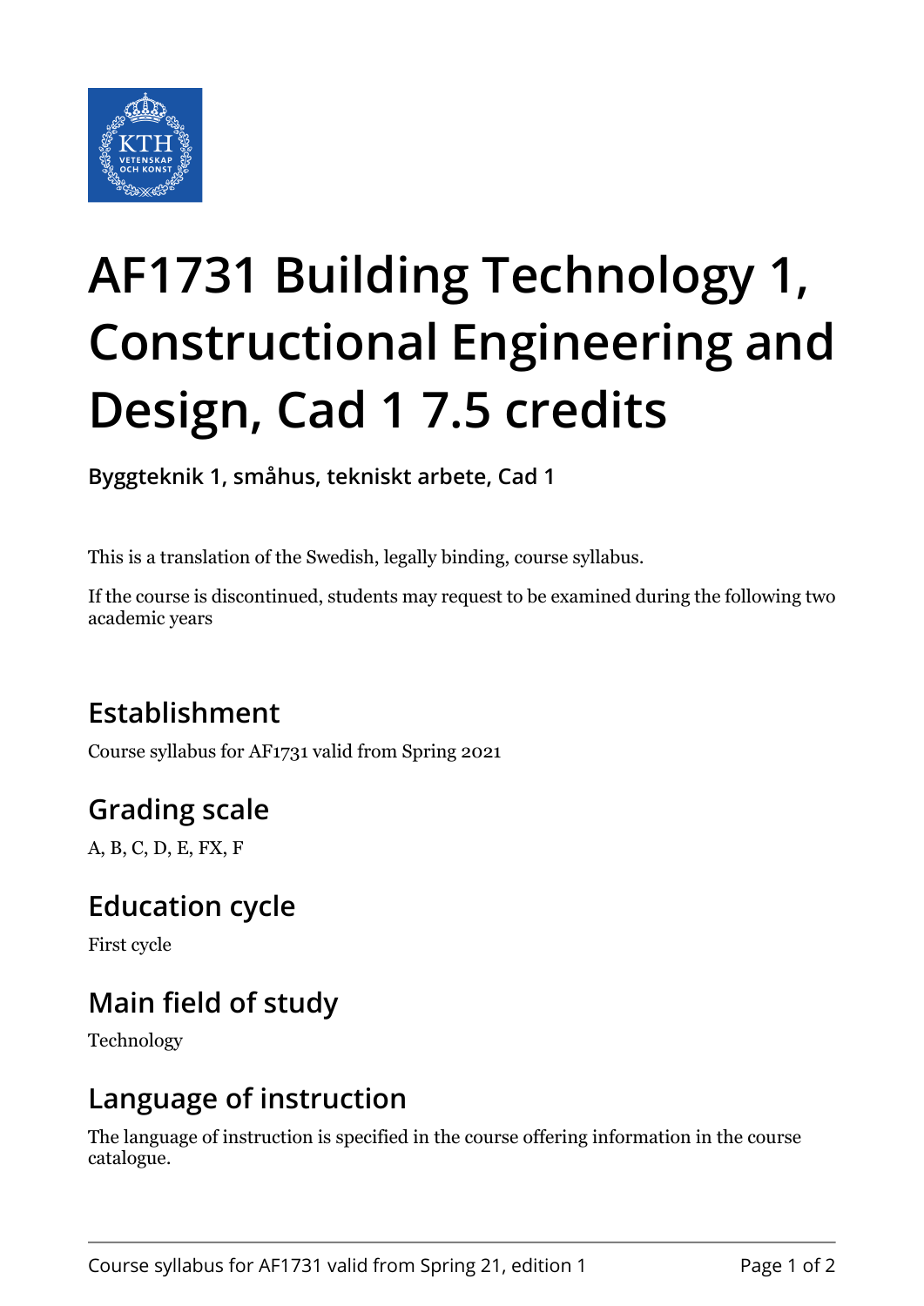# AF1731 Building Technology 1, Constructional Engineering and Design, Cad 1 7.5 credits

**Byggteknik 1, småhus, tekniskt arbete, Cad 1**

This is a translation of the Swedish, legally binding, course syllabus.

If the course is discontinued, students may request to be examined during the following two academic years

## Establishment

Course syllabus for AF1731 valid from Spring 2021

## Grading scale

A, B, C, D, E, FX, F

## Education cycle

First cycle

## Main field of study

Technology

## Language of instruction

The language of instruction is specified in the course offering information in the course catalogue.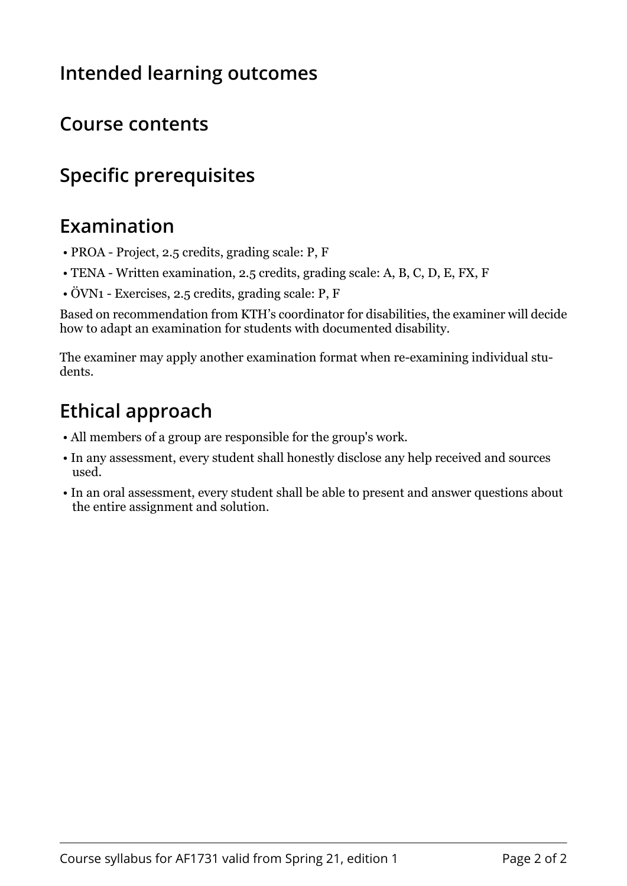## Intended learning outcomes

## Course contents

## Specific prerequisites

## Examination

- PROA - Project, 2.5 credits, grading scale: P, F
- TENA - Written examination, 2.5 credits, grading scale: A, B, C, D, E, FX, F
- ÖVN1 - Exercises, 2.5 credits, grading scale: P, F

Based on recommendation from KTH's coordinator for disabilities, the examiner will decide how to adapt an examination for students with documented disability.

The examiner may apply another examination format when re-examining individual students.

## Ethical approach

- All members of a group are responsible for the group's work.
- In any assessment, every student shall honestly disclose any help received and sources used.
- In an oral assessment, every student shall be able to present and answer questions about the entire assignment and solution.